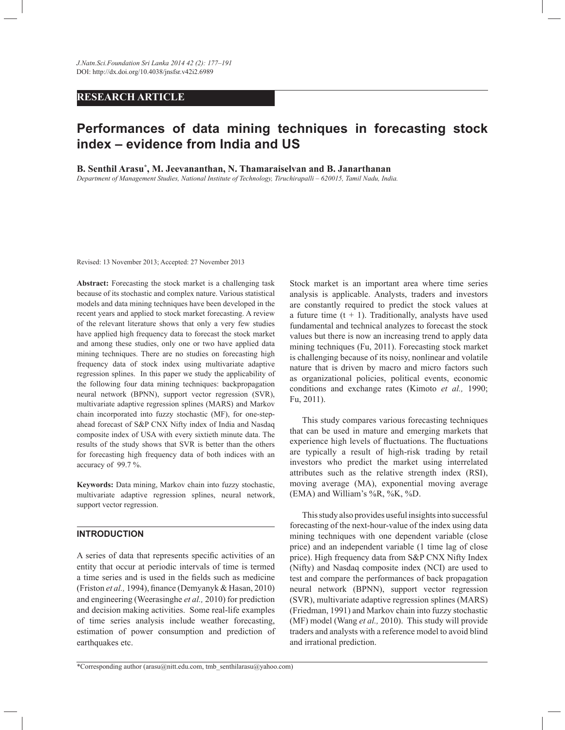RESEARCH ARTICLE

# Performances of data mining techniques in forecasting stock index – evidence from India and US

**B. Senthil Arasu*, M. Jeevananthan, N. Thamaraiselvan and B. Janarthanan**

*Department of Management Studies, National Institute of Technology, Tiruchirapalli – 620015, Tamil Nadu, India.*

Revised: 13 November 2013; Accepted: 27 November 2013

**Abstract:** Forecasting the stock market is a challenging task because of its stochastic and complex nature. Various statistical models and data mining techniques have been developed in the recent years and applied to stock market forecasting. A review of the relevant literature shows that only a very few studies have applied high frequency data to forecast the stock market and among these studies, only one or two have applied data mining techniques. There are no studies on forecasting high frequency data of stock index using multivariate adaptive regression splines. In this paper we study the applicability of the following four data mining techniques: backpropagation neural network (BPNN), support vector regression (SVR), multivariate adaptive regression splines (MARS) and Markov chain incorporated into fuzzy stochastic (MF), for one-step-ahead forecast of S&P CNX Nifty index of India and Nasdaq composite index of USA with every sixtieth minute data. The results of the study shows that SVR is better than the others for forecasting high frequency data of both indices with an accuracy of 99.7 %.

**Keywords:** Data mining, Markov chain into fuzzy stochastic, multivariate adaptive regression splines, neural network, support vector regression.

## INTRODUCTION

A series of data that represents specific activities of an entity that occur at periodic intervals of time is termed a time series and is used in the fields such as medicine (Friston *et al.,* 1994), finance (Demyanyk & Hasan, 2010) and engineering (Weerasinghe *et al.,* 2010) for prediction and decision making activities. Some real-life examples of time series analysis include weather forecasting, estimation of power consumption and prediction of earthquakes etc.

Stock market is an important area where time series analysis is applicable. Analysts, traders and investors are constantly required to predict the stock values at a future time $(t + 1)$. Traditionally, analysts have used fundamental and technical analyzes to forecast the stock values but there is now an increasing trend to apply data mining techniques (Fu, 2011). Forecasting stock market is challenging because of its noisy, nonlinear and volatile nature that is driven by macro and micro factors such as organizational policies, political events, economic conditions and exchange rates (Kimoto *et al.,* 1990; Fu, 2011).

This study compares various forecasting techniques that can be used in mature and emerging markets that experience high levels of fluctuations. The fluctuations are typically a result of high-risk trading by retail investors who predict the market using interrelated attributes such as the relative strength index (RSI), moving average (MA), exponential moving average (EMA) and William's %R, %K, %D.

This study also provides useful insights into successful forecasting of the next-hour-value of the index using data mining techniques with one dependent variable (close price) and an independent variable (1 time lag of close price). High frequency data from S&P CNX Nifty Index (Nifty) and Nasdaq composite index (NCI) are used to test and compare the performances of back propagation neural network (BPNN), support vector regression (SVR), multivariate adaptive regression splines (MARS) (Friedman, 1991) and Markov chain into fuzzy stochastic (MF) model (Wang *et al.,* 2010). This study will provide traders and analysts with a reference model to avoid blind and irrational prediction.

*Corresponding author (arasu@nitt.edu.com, tmb_senthilarasu@yahoo.com)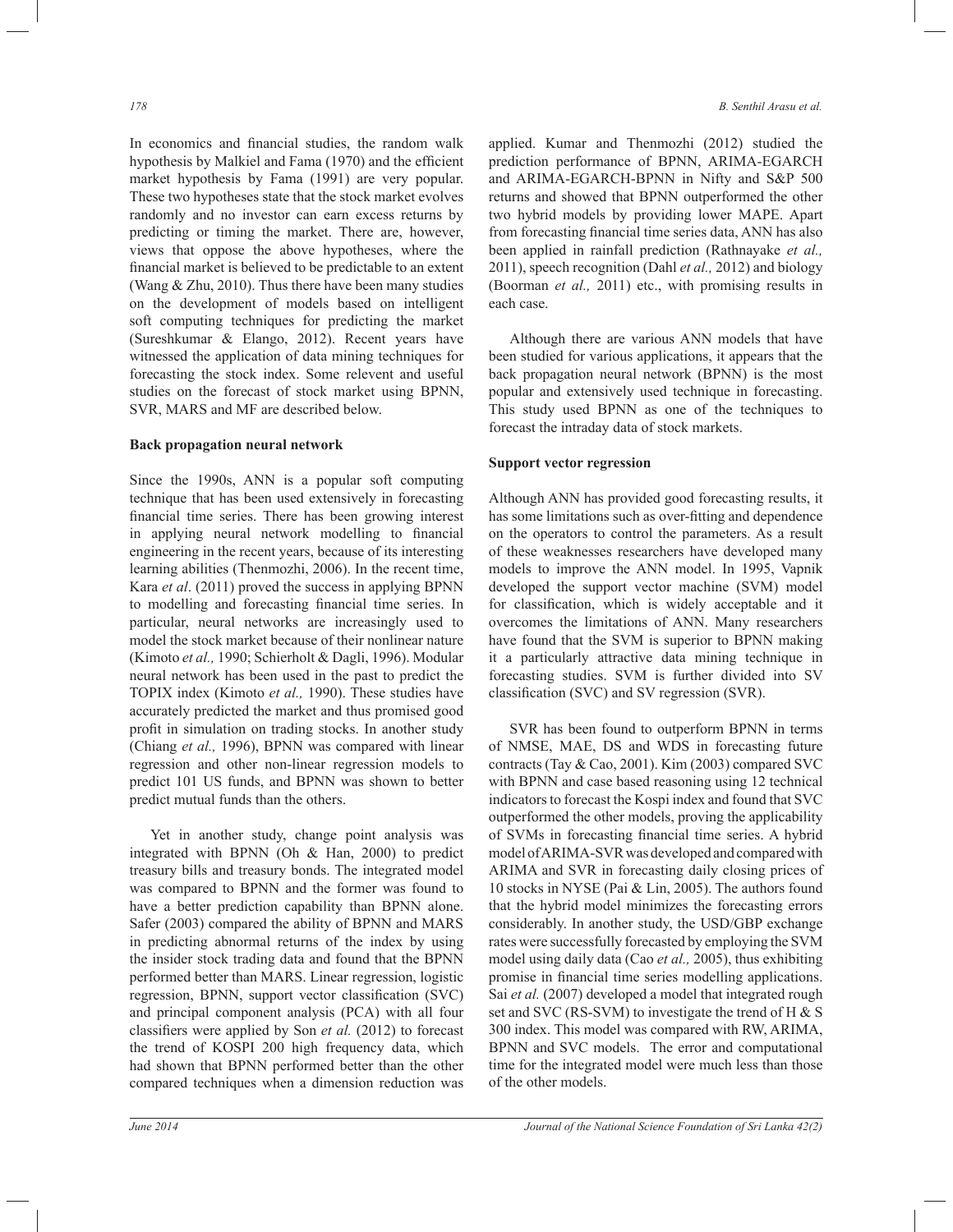In economics and financial studies, the random walk hypothesis by Malkiel and Fama (1970) and the efficient market hypothesis by Fama (1991) are very popular. These two hypotheses state that the stock market evolves randomly and no investor can earn excess returns by predicting or timing the market. There are, however, views that oppose the above hypotheses, where the financial market is believed to be predictable to an extent (Wang & Zhu, 2010). Thus there have been many studies on the development of models based on intelligent soft computing techniques for predicting the market (Sureshkumar & Elango, 2012). Recent years have witnessed the application of data mining techniques for forecasting the stock index. Some relevent and useful studies on the forecast of stock market using BPNN, SVR, MARS and MF are described below.

### Back propagation neural network

Since the 1990s, ANN is a popular soft computing technique that has been used extensively in forecasting financial time series. There has been growing interest in applying neural network modelling to financial engineering in the recent years, because of its interesting learning abilities (Thenmozhi, 2006). In the recent time, Kara *et al*. (2011) proved the success in applying BPNN to modelling and forecasting financial time series. In particular, neural networks are increasingly used to model the stock market because of their nonlinear nature (Kimoto *et al.,* 1990; Schierholt & Dagli, 1996). Modular neural network has been used in the past to predict the TOPIX index (Kimoto *et al.,* 1990). These studies have accurately predicted the market and thus promised good profit in simulation on trading stocks. In another study (Chiang *et al.,* 1996), BPNN was compared with linear regression and other non-linear regression models to predict 101 US funds, and BPNN was shown to better predict mutual funds than the others.

Yet in another study, change point analysis was integrated with BPNN (Oh & Han, 2000) to predict treasury bills and treasury bonds. The integrated model was compared to BPNN and the former was found to have a better prediction capability than BPNN alone. Safer (2003) compared the ability of BPNN and MARS in predicting abnormal returns of the index by using the insider stock trading data and found that the BPNN performed better than MARS. Linear regression, logistic regression, BPNN, support vector classification (SVC) and principal component analysis (PCA) with all four classifiers were applied by Son *et al.* (2012) to forecast the trend of KOSPI 200 high frequency data, which had shown that BPNN performed better than the other compared techniques when a dimension reduction was applied. Kumar and Thenmozhi (2012) studied the prediction performance of BPNN, ARIMA-EGARCH and ARIMA-EGARCH-BPNN in Nifty and S&P 500 returns and showed that BPNN outperformed the other two hybrid models by providing lower MAPE. Apart from forecasting financial time series data, ANN has also been applied in rainfall prediction (Rathnayake *et al.,* 2011), speech recognition (Dahl *et al.,* 2012) and biology (Boorman *et al.,* 2011) etc., with promising results in each case.

Although there are various ANN models that have been studied for various applications, it appears that the back propagation neural network (BPNN) is the most popular and extensively used technique in forecasting. This study used BPNN as one of the techniques to forecast the intraday data of stock markets.

### Support vector regression

Although ANN has provided good forecasting results, it has some limitations such as over-fitting and dependence on the operators to control the parameters. As a result of these weaknesses researchers have developed many models to improve the ANN model. In 1995, Vapnik developed the support vector machine (SVM) model for classification, which is widely acceptable and it overcomes the limitations of ANN. Many researchers have found that the SVM is superior to BPNN making it a particularly attractive data mining technique in forecasting studies. SVM is further divided into SV classification (SVC) and SV regression (SVR).

SVR has been found to outperform BPNN in terms of NMSE, MAE, DS and WDS in forecasting future contracts (Tay & Cao, 2001). Kim (2003) compared SVC with BPNN and case based reasoning using 12 technical indicators to forecast the Kospi index and found that SVC outperformed the other models, proving the applicability of SVMs in forecasting financial time series. A hybrid model of ARIMA-SVR was developed and compared with ARIMA and SVR in forecasting daily closing prices of 10 stocks in NYSE (Pai & Lin, 2005). The authors found that the hybrid model minimizes the forecasting errors considerably. In another study, the USD/GBP exchange rates were successfully forecasted by employing the SVM model using daily data (Cao *et al.,* 2005), thus exhibiting promise in financial time series modelling applications. Sai *et al.* (2007) developed a model that integrated rough set and SVC (RS-SVM) to investigate the trend of H & S 300 index. This model was compared with RW, ARIMA, BPNN and SVC models. The error and computational time for the integrated model were much less than those of the other models.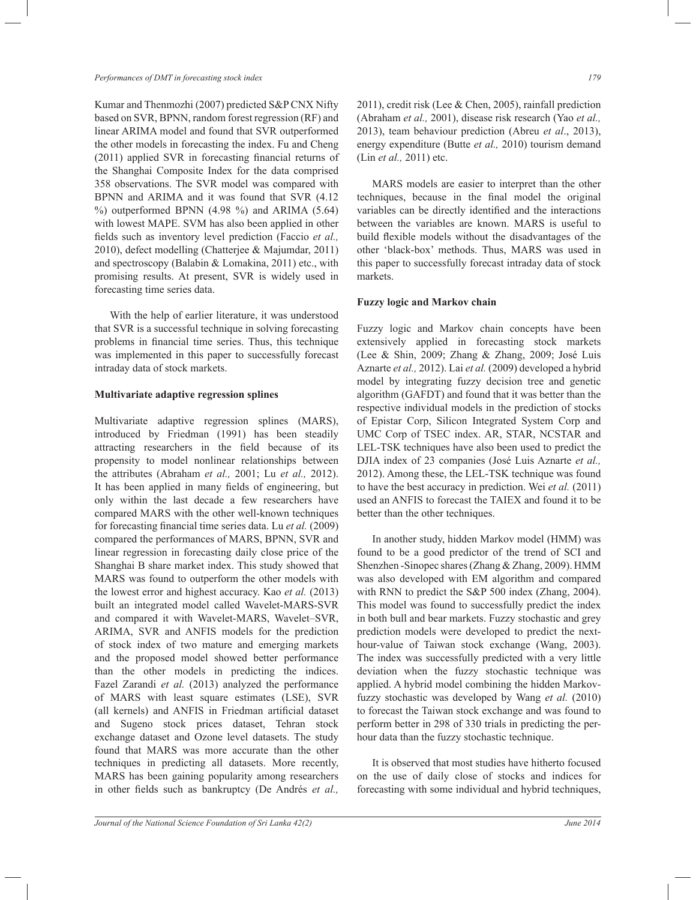Kumar and Thenmozhi (2007) predicted S&P CNX Nifty based on SVR, BPNN, random forest regression (RF) and linear ARIMA model and found that SVR outperformed the other models in forecasting the index. Fu and Cheng (2011) applied SVR in forecasting financial returns of the Shanghai Composite Index for the data comprised 358 observations. The SVR model was compared with BPNN and ARIMA and it was found that SVR (4.12 %) outperformed BPNN (4.98 %) and ARIMA (5.64) with lowest MAPE. SVM has also been applied in other fields such as inventory level prediction (Faccio *et al.,* 2010), defect modelling (Chatterjee & Majumdar, 2011) and spectroscopy (Balabin & Lomakina, 2011) etc., with promising results. At present, SVR is widely used in forecasting time series data.

With the help of earlier literature, it was understood that SVR is a successful technique in solving forecasting problems in financial time series. Thus, this technique was implemented in this paper to successfully forecast intraday data of stock markets.

### Multivariate adaptive regression splines

Multivariate adaptive regression splines (MARS), introduced by Friedman (1991) has been steadily attracting researchers in the field because of its propensity to model nonlinear relationships between the attributes (Abraham *et al.,* 2001; Lu *et al.,* 2012). It has been applied in many fields of engineering, but only within the last decade a few researchers have compared MARS with the other well-known techniques for forecasting financial time series data. Lu *et al.* (2009) compared the performances of MARS, BPNN, SVR and linear regression in forecasting daily close price of the Shanghai B share market index. This study showed that MARS was found to outperform the other models with the lowest error and highest accuracy. Kao *et al.* (2013) built an integrated model called Wavelet-MARS-SVR and compared it with Wavelet-MARS, Wavelet–SVR, ARIMA, SVR and ANFIS models for the prediction of stock index of two mature and emerging markets and the proposed model showed better performance than the other models in predicting the indices. Fazel Zarandi *et al.* (2013) analyzed the performance of MARS with least square estimates (LSE), SVR (all kernels) and ANFIS in Friedman artificial dataset and Sugeno stock prices dataset, Tehran stock exchange dataset and Ozone level datasets. The study found that MARS was more accurate than the other techniques in predicting all datasets. More recently, MARS has been gaining popularity among researchers in other fields such as bankruptcy (De Andrés *et al.,* 2011), credit risk (Lee & Chen, 2005), rainfall prediction (Abraham *et al.,* 2001), disease risk research (Yao *et al.,* 2013), team behaviour prediction (Abreu *et al*., 2013), energy expenditure (Butte *et al.,* 2010) tourism demand (Lin *et al.,* 2011) etc.

MARS models are easier to interpret than the other techniques, because in the final model the original variables can be directly identified and the interactions between the variables are known. MARS is useful to build flexible models without the disadvantages of the other 'black-box' methods. Thus, MARS was used in this paper to successfully forecast intraday data of stock markets.

### Fuzzy logic and Markov chain

Fuzzy logic and Markov chain concepts have been extensively applied in forecasting stock markets (Lee & Shin, 2009; Zhang & Zhang, 2009; José Luis Aznarte *et al.,* 2012). Lai *et al.* (2009) developed a hybrid model by integrating fuzzy decision tree and genetic algorithm (GAFDT) and found that it was better than the respective individual models in the prediction of stocks of Epistar Corp, Silicon Integrated System Corp and UMC Corp of TSEC index. AR, STAR, NCSTAR and LEL-TSK techniques have also been used to predict the DJIA index of 23 companies (José Luis Aznarte *et al.,* 2012). Among these, the LEL-TSK technique was found to have the best accuracy in prediction. Wei *et al.* (2011) used an ANFIS to forecast the TAIEX and found it to be better than the other techniques.

In another study, hidden Markov model (HMM) was found to be a good predictor of the trend of SCI and Shenzhen -Sinopec shares (Zhang & Zhang, 2009). HMM was also developed with EM algorithm and compared with RNN to predict the S&P 500 index (Zhang, 2004). This model was found to successfully predict the index in both bull and bear markets. Fuzzy stochastic and grey prediction models were developed to predict the next-hour-value of Taiwan stock exchange (Wang, 2003). The index was successfully predicted with a very little deviation when the fuzzy stochastic technique was applied. A hybrid model combining the hidden Markov-fuzzy stochastic was developed by Wang *et al.* (2010) to forecast the Taiwan stock exchange and was found to perform better in 298 of 330 trials in predicting the per-hour data than the fuzzy stochastic technique.

It is observed that most studies have hitherto focused on the use of daily close of stocks and indices for forecasting with some individual and hybrid techniques,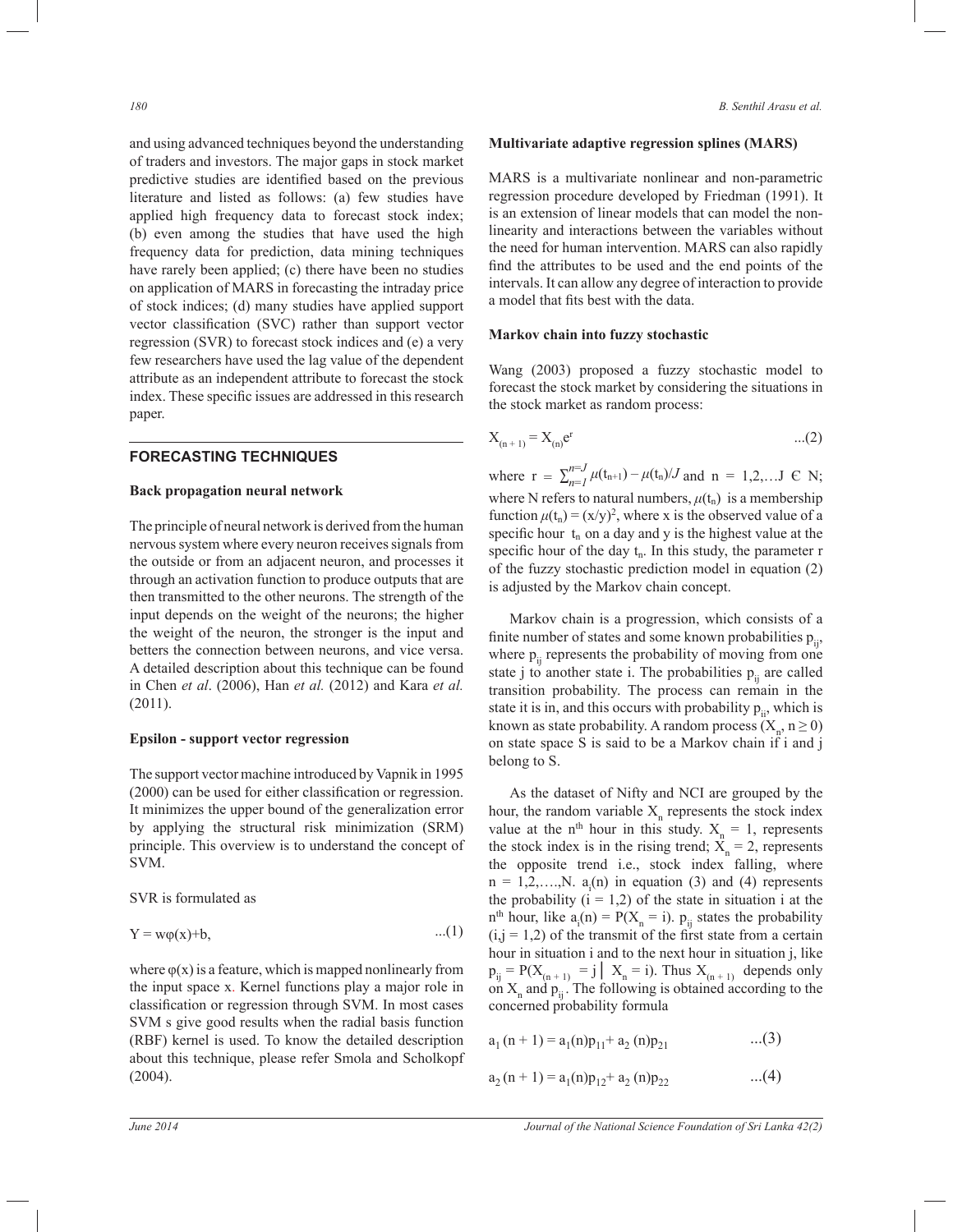and using advanced techniques beyond the understanding of traders and investors. The major gaps in stock market predictive studies are identified based on the previous literature and listed as follows: (a) few studies have applied high frequency data to forecast stock index; (b) even among the studies that have used the high frequency data for prediction, data mining techniques have rarely been applied; (c) there have been no studies on application of MARS in forecasting the intraday price of stock indices; (d) many studies have applied support vector classification (SVC) rather than support vector regression (SVR) to forecast stock indices and (e) a very few researchers have used the lag value of the dependent attribute as an independent attribute to forecast the stock index. These specific issues are addressed in this research paper.

## FORECASTING TECHNIQUES

### Back propagation neural network

The principle of neural network is derived from the human nervous system where every neuron receives signals from the outside or from an adjacent neuron, and processes it through an activation function to produce outputs that are then transmitted to the other neurons. The strength of the input depends on the weight of the neurons; the higher the weight of the neuron, the stronger is the input and betters the connection between neurons, and vice versa. A detailed description about this technique can be found in Chen *et al*. (2006), Han *et al.* (2012) and Kara *et al.* (2011).

### Epsilon - support vector regression

The support vector machine introduced by Vapnik in 1995 (2000) can be used for either classification or regression. It minimizes the upper bound of the generalization error by applying the structural risk minimization (SRM) principle. This overview is to understand the concept of SVM.

SVR is formulated as

$$Y = w\varphi(x)+b, \qquad ...(1)$$

where $\varphi(x)$ is a feature, which is mapped nonlinearly from the input space x. Kernel functions play a major role in classification or regression through SVM. In most cases SVM s give good results when the radial basis function (RBF) kernel is used. To know the detailed description about this technique, please refer Smola and Scholkopf (2004).

### Multivariate adaptive regression splines (MARS)

MARS is a multivariate nonlinear and non-parametric regression procedure developed by Friedman (1991). It is an extension of linear models that can model the non-linearity and interactions between the variables without the need for human intervention. MARS can also rapidly find the attributes to be used and the end points of the intervals. It can allow any degree of interaction to provide a model that fits best with the data.

### Markov chain into fuzzy stochastic

Wang (2003) proposed a fuzzy stochastic model to forecast the stock market by considering the situations in the stock market as random process:

$$X_{(n+1)} = X_{(n)}e^{r} \qquad ...(2)$$

where $r = \sum_{n=1}^{n=J} \mu(t_{n+1}) - \mu(t_n)/J$ and $n = 1,2,\ldots J \in N$; where N refers to natural numbers, $\mu(t_n)$ is a membership function $\mu(t_n) = (x/y)^2$, where x is the observed value of a specific hour $t_n$ on a day and y is the highest value at the specific hour of the day $t_n$. In this study, the parameter r of the fuzzy stochastic prediction model in equation (2) is adjusted by the Markov chain concept.

Markov chain is a progression, which consists of a finite number of states and some known probabilities $p_{ij}$, where $p_{ij}$ represents the probability of moving from one state j to another state i. The probabilities $p_{ij}$ are called transition probability. The process can remain in the state it is in, and this occurs with probability $p_{ii}$, which is known as state probability. A random process $(X_n, n \geq 0)$ on state space S is said to be a Markov chain if i and j belong to S.

As the dataset of Nifty and NCI are grouped by the hour, the random variable $X_n$ represents the stock index value at the $n^{th}$ hour in this study. $X_n = 1$, represents the stock index is in the rising trend; $X_n = 2$, represents the opposite trend i.e., stock index falling, where $n = 1,2,\ldots,N$. $a_i(n)$ in equation (3) and (4) represents the probability ($i = 1,2$) of the state in situation i at the $n^{th}$ hour, like $a_i(n) = P(X_n = i)$. $p_{ij}$ states the probability $(i,j = 1,2)$ of the transmit of the first state from a certain hour in situation i and to the next hour in situation j, like $p_{ij} = P(X_{(n+1)} = j \mid X_n = i)$. Thus $X_{(n+1)}$ depends only on $X_n$ and $p_{ij}$. The following is obtained according to the concerned probability formula

$$a_1(n+1) = a_1(n)p_{11} + a_2(n)p_{21} \qquad ...(3)$$

$$a_2(n+1) = a_1(n)p_{12} + a_2(n)p_{22} \qquad ...(4)$$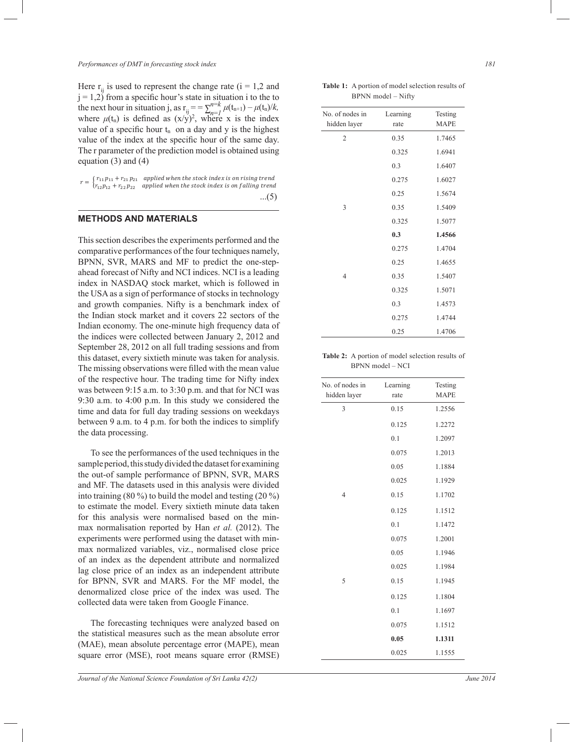Here $r_{ij}$ is used to represent the change rate ($i = 1,2$ and $j = 1,2$) from a specific hour's state in situation i to the to the next hour in situation j, as $r_{ij} = = \sum_{n=1}^{n=k} \mu(t_{n+1}) - \mu(t_n)/k$, where $\mu(t_n)$ is defined as $(x/y)^2$, where x is the index value of a specific hour $t_n$ on a day and y is the highest value of the index at the specific hour of the same day. The r parameter of the prediction model is obtained using equation (3) and (4)

$$r = \begin{cases} r_{11}p_{11} + r_{21}p_{21} & \text{applied when the stock index is on rising trend} \\ r_{12}p_{12} + r_{22}p_{22} & \text{applied when the stock index is on falling trend} \end{cases} \quad ...(5)$$

## METHODS AND MATERIALS

This section describes the experiments performed and the comparative performances of the four techniques namely, BPNN, SVR, MARS and MF to predict the one-step-ahead forecast of Nifty and NCI indices. NCI is a leading index in NASDAQ stock market, which is followed in the USA as a sign of performance of stocks in technology and growth companies. Nifty is a benchmark index of the Indian stock market and it covers 22 sectors of the Indian economy. The one-minute high frequency data of the indices were collected between January 2, 2012 and September 28, 2012 on all full trading sessions and from this dataset, every sixtieth minute was taken for analysis. The missing observations were filled with the mean value of the respective hour. The trading time for Nifty index was between 9:15 a.m. to 3:30 p.m. and that for NCI was 9:30 a.m. to 4:00 p.m. In this study we considered the time and data for full day trading sessions on weekdays between 9 a.m. to 4 p.m. for both the indices to simplify the data processing.

To see the performances of the used techniques in the sample period, this study divided the dataset for examining the out-of sample performance of BPNN, SVR, MARS and MF. The datasets used in this analysis were divided into training (80 %) to build the model and testing (20 %) to estimate the model. Every sixtieth minute data taken for this analysis were normalised based on the min-max normalisation reported by Han *et al.* (2012). The experiments were performed using the dataset with min-max normalized variables, viz., normalised close price of an index as the dependent attribute and normalized lag close price of an index as an independent attribute for BPNN, SVR and MARS. For the MF model, the denormalized close price of the index was used. The collected data were taken from Google Finance.

The forecasting techniques were analyzed based on the statistical measures such as the mean absolute error (MAE), mean absolute percentage error (MAPE), mean square error (MSE), root means square error (RMSE)

**Table 1:** A portion of model selection results of BPNN model – Nifty

| No. of nodes in hidden layer | Learning rate | Testing MAPE |
|---|---|---|
| 2 | 0.35 | 1.7465 |
| | 0.325 | 1.6941 |
| | 0.3 | 1.6407 |
| | 0.275 | 1.6027 |
| | 0.25 | 1.5674 |
| 3 | 0.35 | 1.5409 |
| | 0.325 | 1.5077 |
| | **0.3** | **1.4566** |
| | 0.275 | 1.4704 |
| | 0.25 | 1.4655 |
| 4 | 0.35 | 1.5407 |
| | 0.325 | 1.5071 |
| | 0.3 | 1.4573 |
| | 0.275 | 1.4744 |
| | 0.25 | 1.4706 |

**Table 2:** A portion of model selection results of BPNN model – NCI

| No. of nodes in hidden layer | Learning rate | Testing MAPE |
|---|---|---|
| 3 | 0.15 | 1.2556 |
| | 0.125 | 1.2272 |
| | 0.1 | 1.2097 |
| | 0.075 | 1.2013 |
| | 0.05 | 1.1884 |
| | 0.025 | 1.1929 |
| 4 | 0.15 | 1.1702 |
| | 0.125 | 1.1512 |
| | 0.1 | 1.1472 |
| | 0.075 | 1.2001 |
| | 0.05 | 1.1946 |
| | 0.025 | 1.1984 |
| 5 | 0.15 | 1.1945 |
| | 0.125 | 1.1804 |
| | 0.1 | 1.1697 |
| | 0.075 | 1.1512 |
| | **0.05** | **1.1311** |
| | 0.025 | 1.1555 |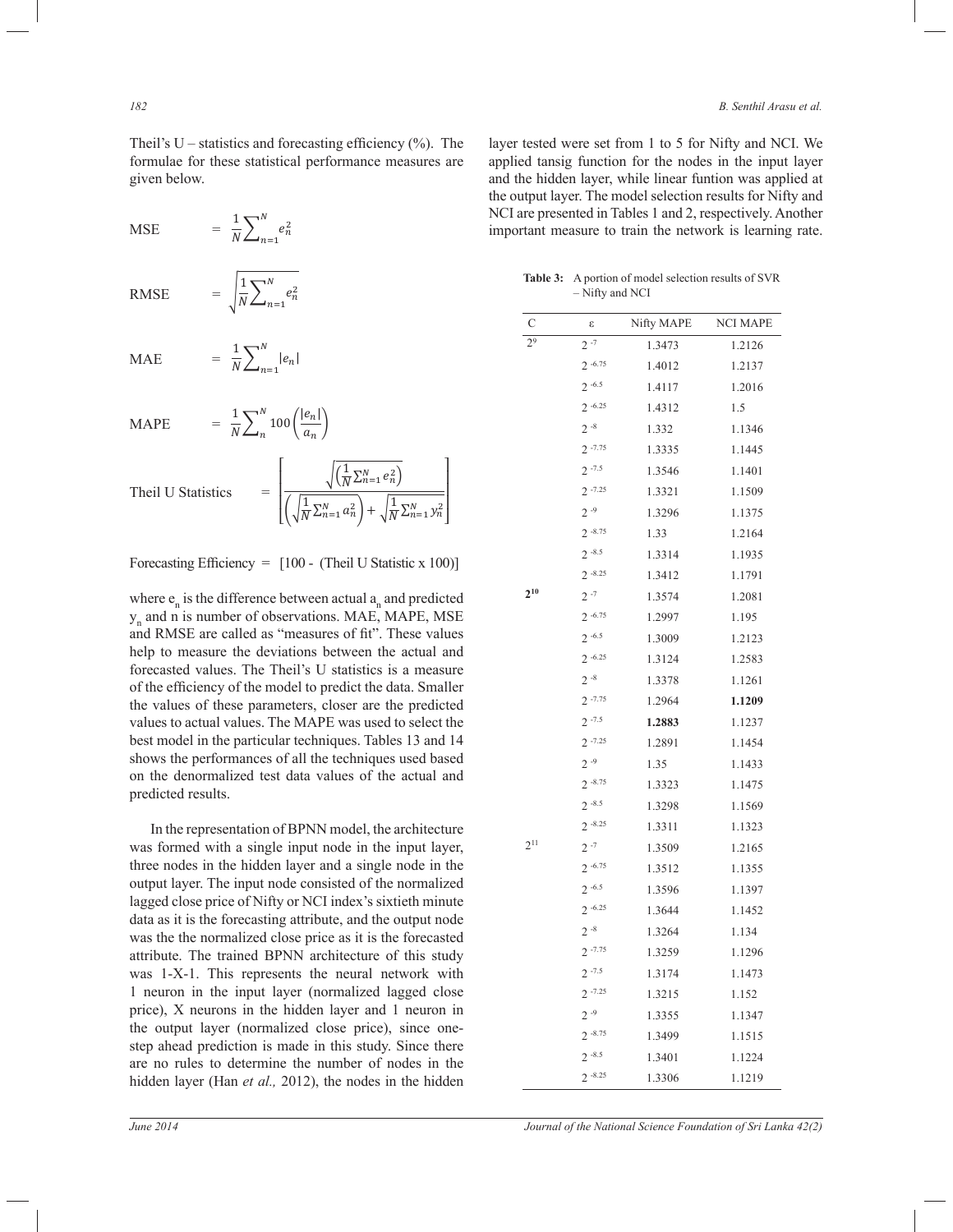Theil's U – statistics and forecasting efficiency (%). The formulae for these statistical performance measures are given below.

$$\text{MSE} = \frac{1}{N}\sum_{n=1}^{N} e_n^2$$

$$\text{RMSE} = \sqrt{\frac{1}{N}\sum_{n=1}^{N} e_n^2}$$

$$\text{MAE} = \frac{1}{N}\sum_{n=1}^{N} |e_n|$$

$$\text{MAPE} = \frac{1}{N}\sum_{n}^{N} 100\left(\frac{|e_n|}{a_n}\right)$$

$$\text{Theil U Statistics} = \left[\frac{\sqrt{\left(\frac{1}{N}\sum_{n=1}^{N} e_n^2\right)}}{\left(\sqrt{\frac{1}{N}\sum_{n=1}^{N} a_n^2}\right) + \sqrt{\frac{1}{N}\sum_{n=1}^{N} y_n^2}}\right]$$

Forecasting Efficiency = [100 - (Theil U Statistic x 100)]

where $e_n$ is the difference between actual $a_n$ and predicted $y_n$ and n is number of observations. MAE, MAPE, MSE and RMSE are called as "measures of fit". These values help to measure the deviations between the actual and forecasted values. The Theil's U statistics is a measure of the efficiency of the model to predict the data. Smaller the values of these parameters, closer are the predicted values to actual values. The MAPE was used to select the best model in the particular techniques. Tables 13 and 14 shows the performances of all the techniques used based on the denormalized test data values of the actual and predicted results.

In the representation of BPNN model, the architecture was formed with a single input node in the input layer, three nodes in the hidden layer and a single node in the output layer. The input node consisted of the normalized lagged close price of Nifty or NCI index's sixtieth minute data as it is the forecasting attribute, and the output node was the the normalized close price as it is the forecasted attribute. The trained BPNN architecture of this study was 1-X-1. This represents the neural network with 1 neuron in the input layer (normalized lagged close price), X neurons in the hidden layer and 1 neuron in the output layer (normalized close price), since one-step ahead prediction is made in this study. Since there are no rules to determine the number of nodes in the hidden layer (Han *et al.,* 2012), the nodes in the hidden layer tested were set from 1 to 5 for Nifty and NCI. We applied tansig function for the nodes in the input layer and the hidden layer, while linear funtion was applied at the output layer. The model selection results for Nifty and NCI are presented in Tables 1 and 2, respectively. Another important measure to train the network is learning rate.

**Table 3:** A portion of model selection results of SVR – Nifty and NCI

| C | ε | Nifty MAPE | NCI MAPE |
|---|---|---|---|
| $2^{9}$ | $2^{-7}$ | 1.3473 | 1.2126 |
| | $2^{-6.75}$ | 1.4012 | 1.2137 |
| | $2^{-6.5}$ | 1.4117 | 1.2016 |
| | $2^{-6.25}$ | 1.4312 | 1.5 |
| | $2^{-8}$ | 1.332 | 1.1346 |
| | $2^{-7.75}$ | 1.3335 | 1.1445 |
| | $2^{-7.5}$ | 1.3546 | 1.1401 |
| | $2^{-7.25}$ | 1.3321 | 1.1509 |
| | $2^{-9}$ | 1.3296 | 1.1375 |
| | $2^{-8.75}$ | 1.33 | 1.2164 |
| | $2^{-8.5}$ | 1.3314 | 1.1935 |
| | $2^{-8.25}$ | 1.3412 | 1.1791 |
| $\mathbf{2^{10}}$ | $2^{-7}$ | 1.3574 | 1.2081 |
| | $2^{-6.75}$ | 1.2997 | 1.195 |
| | $2^{-6.5}$ | 1.3009 | 1.2123 |
| | $2^{-6.25}$ | 1.3124 | 1.2583 |
| | $2^{-8}$ | 1.3378 | 1.1261 |
| | $2^{-7.75}$ | 1.2964 | **1.1209** |
| | $2^{-7.5}$ | **1.2883** | 1.1237 |
| | $2^{-7.25}$ | 1.2891 | 1.1454 |
| | $2^{-9}$ | 1.35 | 1.1433 |
| | $2^{-8.75}$ | 1.3323 | 1.1475 |
| | $2^{-8.5}$ | 1.3298 | 1.1569 |
| | $2^{-8.25}$ | 1.3311 | 1.1323 |
| $2^{11}$ | $2^{-7}$ | 1.3509 | 1.2165 |
| | $2^{-6.75}$ | 1.3512 | 1.1355 |
| | $2^{-6.5}$ | 1.3596 | 1.1397 |
| | $2^{-6.25}$ | 1.3644 | 1.1452 |
| | $2^{-8}$ | 1.3264 | 1.134 |
| | $2^{-7.75}$ | 1.3259 | 1.1296 |
| | $2^{-7.5}$ | 1.3174 | 1.1473 |
| | $2^{-7.25}$ | 1.3215 | 1.152 |
| | $2^{-9}$ | 1.3355 | 1.1347 |
| | $2^{-8.75}$ | 1.3499 | 1.1515 |
| | $2^{-8.5}$ | 1.3401 | 1.1224 |
| | $2^{-8.25}$ | 1.3306 | 1.1219 |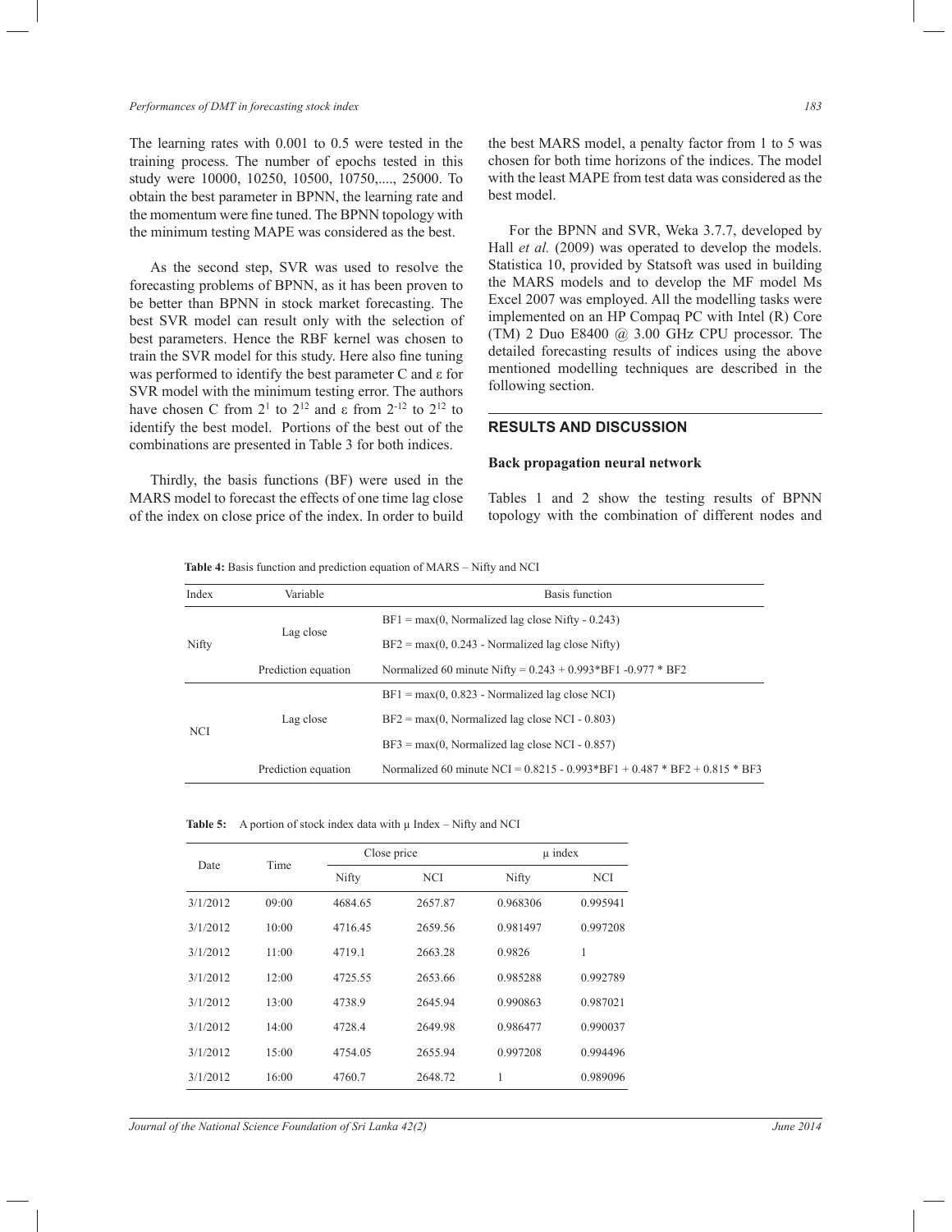The learning rates with 0.001 to 0.5 were tested in the training process. The number of epochs tested in this study were 10000, 10250, 10500, 10750,...., 25000. To obtain the best parameter in BPNN, the learning rate and the momentum were fine tuned. The BPNN topology with the minimum testing MAPE was considered as the best.

As the second step, SVR was used to resolve the forecasting problems of BPNN, as it has been proven to be better than BPNN in stock market forecasting. The best SVR model can result only with the selection of best parameters. Hence the RBF kernel was chosen to train the SVR model for this study. Here also fine tuning was performed to identify the best parameter C and ε for SVR model with the minimum testing error. The authors have chosen C from $2^1$ to $2^{12}$ and ε from $2^{-12}$ to $2^{12}$ to identify the best model. Portions of the best out of the combinations are presented in Table 3 for both indices.

Thirdly, the basis functions (BF) were used in the MARS model to forecast the effects of one time lag close of the index on close price of the index. In order to build the best MARS model, a penalty factor from 1 to 5 was chosen for both time horizons of the indices. The model with the least MAPE from test data was considered as the best model.

For the BPNN and SVR, Weka 3.7.7, developed by Hall *et al.* (2009) was operated to develop the models. Statistica 10, provided by Statsoft was used in building the MARS models and to develop the MF model Ms Excel 2007 was employed. All the modelling tasks were implemented on an HP Compaq PC with Intel (R) Core (TM) 2 Duo E8400 @ 3.00 GHz CPU processor. The detailed forecasting results of indices using the above mentioned modelling techniques are described in the following section.

## RESULTS AND DISCUSSION

### Back propagation neural network

Tables 1 and 2 show the testing results of BPNN topology with the combination of different nodes and

**Table 4:** Basis function and prediction equation of MARS – Nifty and NCI

| Index | Variable | Basis function |
|---|---|---|
| Nifty | Lag close | BF1 = max(0, Normalized lag close Nifty - 0.243) |
| | | BF2 = max(0, 0.243 - Normalized lag close Nifty) |
| | Prediction equation | Normalized 60 minute Nifty = 0.243 + 0.993*BF1 -0.977 * BF2 |
| NCI | Lag close | BF1 = max(0, 0.823 - Normalized lag close NCI) |
| | | BF2 = max(0, Normalized lag close NCI - 0.803) |
| | | BF3 = max(0, Normalized lag close NCI - 0.857) |
| | Prediction equation | Normalized 60 minute NCI = 0.8215 - 0.993*BF1 + 0.487 * BF2 + 0.815 * BF3 |

**Table 5:** A portion of stock index data with μ Index – Nifty and NCI

| Date | Time | Close price | | μ index | |
|---|---|---|---|---|---|
| | | Nifty | NCI | Nifty | NCI |
| 3/1/2012 | 09:00 | 4684.65 | 2657.87 | 0.968306 | 0.995941 |
| 3/1/2012 | 10:00 | 4716.45 | 2659.56 | 0.981497 | 0.997208 |
| 3/1/2012 | 11:00 | 4719.1 | 2663.28 | 0.9826 | 1 |
| 3/1/2012 | 12:00 | 4725.55 | 2653.66 | 0.985288 | 0.992789 |
| 3/1/2012 | 13:00 | 4738.9 | 2645.94 | 0.990863 | 0.987021 |
| 3/1/2012 | 14:00 | 4728.4 | 2649.98 | 0.986477 | 0.990037 |
| 3/1/2012 | 15:00 | 4754.05 | 2655.94 | 0.997208 | 0.994496 |
| 3/1/2012 | 16:00 | 4760.7 | 2648.72 | 1 | 0.989096 |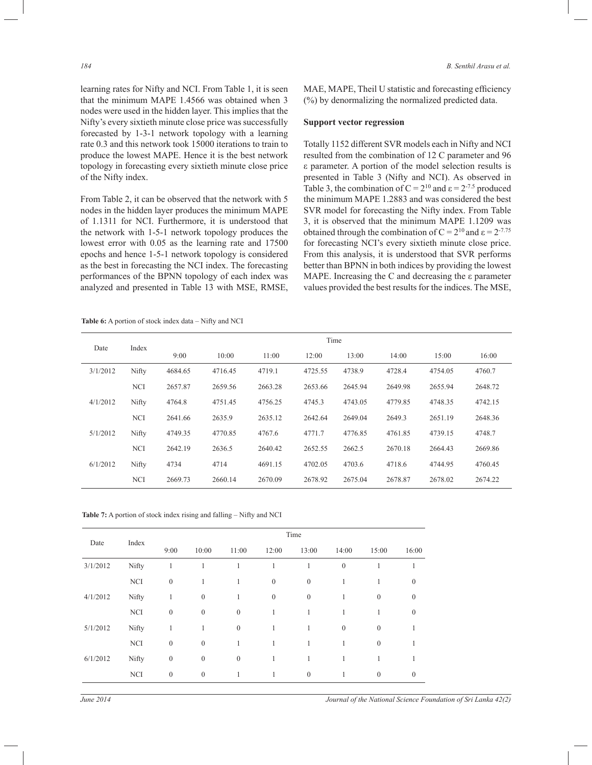learning rates for Nifty and NCI. From Table 1, it is seen that the minimum MAPE 1.4566 was obtained when 3 nodes were used in the hidden layer. This implies that the Nifty's every sixtieth minute close price was successfully forecasted by 1-3-1 network topology with a learning rate 0.3 and this network took 15000 iterations to train to produce the lowest MAPE. Hence it is the best network topology in forecasting every sixtieth minute close price of the Nifty index.

From Table 2, it can be observed that the network with 5 nodes in the hidden layer produces the minimum MAPE of 1.1311 for NCI. Furthermore, it is understood that the network with 1-5-1 network topology produces the lowest error with 0.05 as the learning rate and 17500 epochs and hence 1-5-1 network topology is considered as the best in forecasting the NCI index. The forecasting performances of the BPNN topology of each index was analyzed and presented in Table 13 with MSE, RMSE, MAE, MAPE, Theil U statistic and forecasting efficiency (%) by denormalizing the normalized predicted data.

**Support vector regression**

Totally 1152 different SVR models each in Nifty and NCI resulted from the combination of 12 C parameter and 96 ε parameter. A portion of the model selection results is presented in Table 3 (Nifty and NCI). As observed in Table 3, the combination of $C = 2^{10}$ and $\varepsilon = 2^{-7.5}$ produced the minimum MAPE 1.2883 and was considered the best SVR model for forecasting the Nifty index. From Table 3, it is observed that the minimum MAPE 1.1209 was obtained through the combination of $C = 2^{10}$ and $\varepsilon = 2^{-7.75}$ for forecasting NCI's every sixtieth minute close price. From this analysis, it is understood that SVR performs better than BPNN in both indices by providing the lowest MAPE. Increasing the C and decreasing the ε parameter values provided the best results for the indices. The MSE,

**Table 6:** A portion of stock index data – Nifty and NCI

| Date | Index | Time | | | | | | | |
|---|---|---|---|---|---|---|---|---|---|
| | | 9:00 | 10:00 | 11:00 | 12:00 | 13:00 | 14:00 | 15:00 | 16:00 |
| 3/1/2012 | Nifty | 4684.65 | 4716.45 | 4719.1 | 4725.55 | 4738.9 | 4728.4 | 4754.05 | 4760.7 |
| | NCI | 2657.87 | 2659.56 | 2663.28 | 2653.66 | 2645.94 | 2649.98 | 2655.94 | 2648.72 |
| 4/1/2012 | Nifty | 4764.8 | 4751.45 | 4756.25 | 4745.3 | 4743.05 | 4779.85 | 4748.35 | 4742.15 |
| | NCI | 2641.66 | 2635.9 | 2635.12 | 2642.64 | 2649.04 | 2649.3 | 2651.19 | 2648.36 |
| 5/1/2012 | Nifty | 4749.35 | 4770.85 | 4767.6 | 4771.7 | 4776.85 | 4761.85 | 4739.15 | 4748.7 |
| | NCI | 2642.19 | 2636.5 | 2640.42 | 2652.55 | 2662.5 | 2670.18 | 2664.43 | 2669.86 |
| 6/1/2012 | Nifty | 4734 | 4714 | 4691.15 | 4702.05 | 4703.6 | 4718.6 | 4744.95 | 4760.45 |
| | NCI | 2669.73 | 2660.14 | 2670.09 | 2678.92 | 2675.04 | 2678.87 | 2678.02 | 2674.22 |

**Table 7:** A portion of stock index rising and falling – Nifty and NCI

| Date | Index | Time | | | | | | | |
|---|---|---|---|---|---|---|---|---|---|
| | | 9:00 | 10:00 | 11:00 | 12:00 | 13:00 | 14:00 | 15:00 | 16:00 |
| 3/1/2012 | Nifty | 1 | 1 | 1 | 1 | 1 | 0 | 1 | 1 |
| | NCI | 0 | 1 | 1 | 0 | 0 | 1 | 1 | 0 |
| 4/1/2012 | Nifty | 1 | 0 | 1 | 0 | 0 | 1 | 0 | 0 |
| | NCI | 0 | 0 | 0 | 1 | 1 | 1 | 1 | 0 |
| 5/1/2012 | Nifty | 1 | 1 | 0 | 1 | 1 | 0 | 0 | 1 |
| | NCI | 0 | 0 | 1 | 1 | 1 | 1 | 0 | 1 |
| 6/1/2012 | Nifty | 0 | 0 | 0 | 1 | 1 | 1 | 1 | 1 |
| | NCI | 0 | 0 | 1 | 1 | 0 | 1 | 0 | 0 |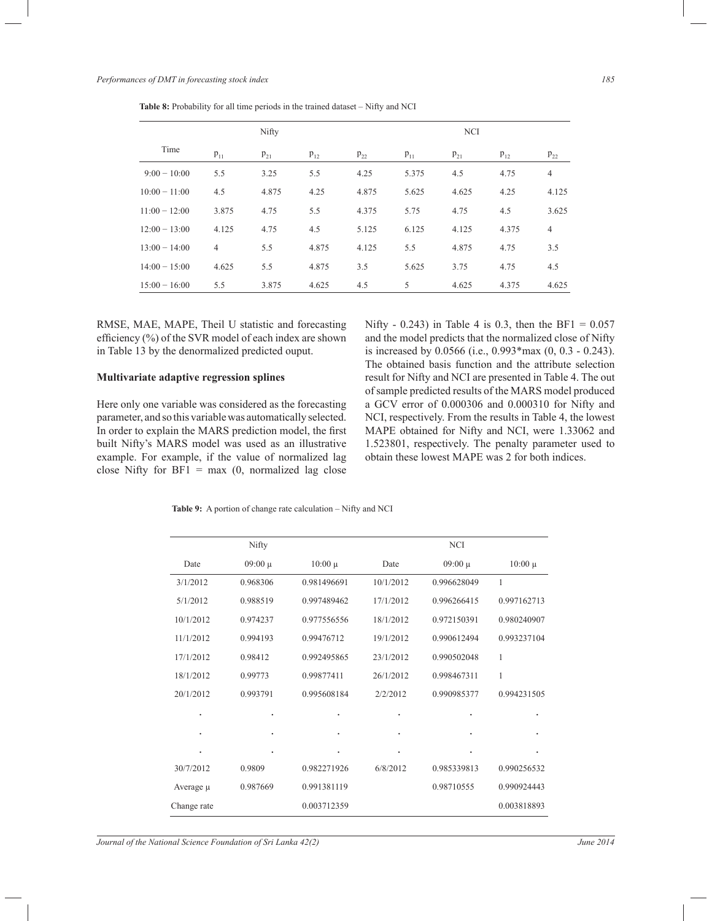**Table 8:** Probability for all time periods in the trained dataset – Nifty and NCI

| Time | Nifty | | | | NCI | | | |
|---|---|---|---|---|---|---|---|---|
| | $p_{11}$ | $p_{21}$ | $p_{12}$ | $p_{22}$ | $p_{11}$ | $p_{21}$ | $p_{12}$ | $p_{22}$ |
| 9:00 − 10:00 | 5.5 | 3.25 | 5.5 | 4.25 | 5.375 | 4.5 | 4.75 | 4 |
| 10:00 − 11:00 | 4.5 | 4.875 | 4.25 | 4.875 | 5.625 | 4.625 | 4.25 | 4.125 |
| 11:00 − 12:00 | 3.875 | 4.75 | 5.5 | 4.375 | 5.75 | 4.75 | 4.5 | 3.625 |
| 12:00 − 13:00 | 4.125 | 4.75 | 4.5 | 5.125 | 6.125 | 4.125 | 4.375 | 4 |
| 13:00 − 14:00 | 4 | 5.5 | 4.875 | 4.125 | 5.5 | 4.875 | 4.75 | 3.5 |
| 14:00 − 15:00 | 4.625 | 5.5 | 4.875 | 3.5 | 5.625 | 3.75 | 4.75 | 4.5 |
| 15:00 − 16:00 | 5.5 | 3.875 | 4.625 | 4.5 | 5 | 4.625 | 4.375 | 4.625 |

RMSE, MAE, MAPE, Theil U statistic and forecasting efficiency (%) of the SVR model of each index are shown in Table 13 by the denormalized predicted ouput.

### Multivariate adaptive regression splines

Here only one variable was considered as the forecasting parameter, and so this variable was automatically selected. In order to explain the MARS prediction model, the first built Nifty's MARS model was used as an illustrative example. For example, if the value of normalized lag close Nifty for BF1 = max (0, normalized lag close Nifty - 0.243) in Table 4 is 0.3, then the BF1 = 0.057 and the model predicts that the normalized close of Nifty is increased by 0.0566 (i.e., 0.993*max (0, 0.3 - 0.243). The obtained basis function and the attribute selection result for Nifty and NCI are presented in Table 4. The out of sample predicted results of the MARS model produced a GCV error of 0.000306 and 0.000310 for Nifty and NCI, respectively. From the results in Table 4, the lowest MAPE obtained for Nifty and NCI, were 1.33062 and 1.523801, respectively. The penalty parameter used to obtain these lowest MAPE was 2 for both indices.

**Table 9:** A portion of change rate calculation – Nifty and NCI

| Nifty | | | NCI | | |
|---|---|---|---|---|---|
| Date | 09:00 μ | 10:00 μ | Date | 09:00 μ | 10:00 μ |
| 3/1/2012 | 0.968306 | 0.981496691 | 10/1/2012 | 0.996628049 | 1 |
| 5/1/2012 | 0.988519 | 0.997489462 | 17/1/2012 | 0.996266415 | 0.997162713 |
| 10/1/2012 | 0.974237 | 0.977556556 | 18/1/2012 | 0.972150391 | 0.980240907 |
| 11/1/2012 | 0.994193 | 0.99476712 | 19/1/2012 | 0.990612494 | 0.993237104 |
| 17/1/2012 | 0.98412 | 0.992495865 | 23/1/2012 | 0.990502048 | 1 |
| 18/1/2012 | 0.99773 | 0.99877411 | 26/1/2012 | 0.998467311 | 1 |
| 20/1/2012 | 0.993791 | 0.995608184 | 2/2/2012 | 0.990985377 | 0.994231505 |
| . | . | . | . | . | . |
| . | . | . | . | . | . |
| . | . | . | . | . | . |
| 30/7/2012 | 0.9809 | 0.982271926 | 6/8/2012 | 0.985339813 | 0.990256532 |
| Average μ | 0.987669 | 0.991381119 | | 0.98710555 | 0.990924443 |
| Change rate | | 0.003712359 | | | 0.003818893 |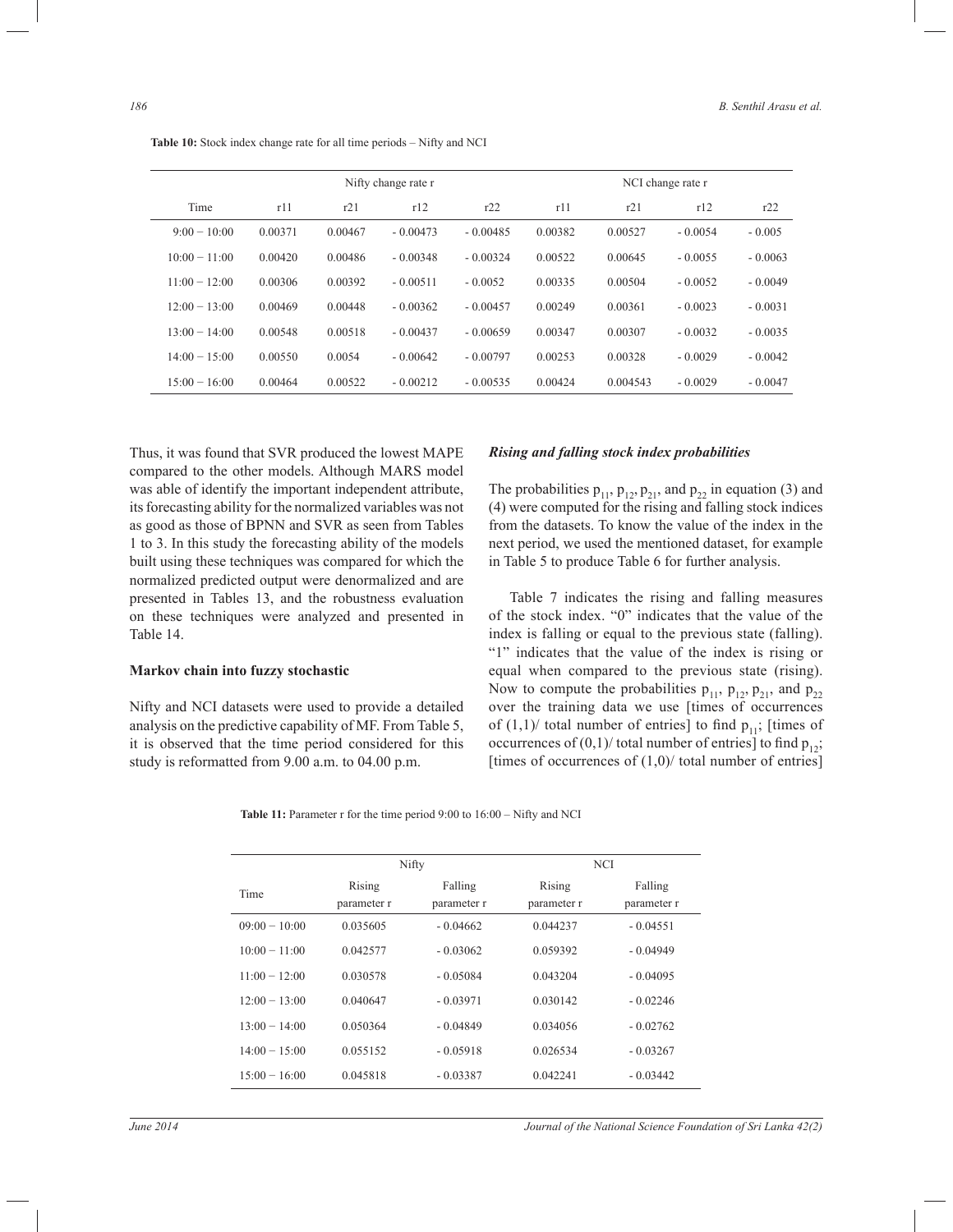**Table 10:** Stock index change rate for all time periods – Nifty and NCI

| | Nifty change rate r | | | | NCI change rate r | | | |
|---|---|---|---|---|---|---|---|---|
| Time | r11 | r21 | r12 | r22 | r11 | r21 | r12 | r22 |
| 9:00 − 10:00 | 0.00371 | 0.00467 | - 0.00473 | - 0.00485 | 0.00382 | 0.00527 | - 0.0054 | - 0.005 |
| 10:00 − 11:00 | 0.00420 | 0.00486 | - 0.00348 | - 0.00324 | 0.00522 | 0.00645 | - 0.0055 | - 0.0063 |
| 11:00 − 12:00 | 0.00306 | 0.00392 | - 0.00511 | - 0.0052 | 0.00335 | 0.00504 | - 0.0052 | - 0.0049 |
| 12:00 − 13:00 | 0.00469 | 0.00448 | - 0.00362 | - 0.00457 | 0.00249 | 0.00361 | - 0.0023 | - 0.0031 |
| 13:00 − 14:00 | 0.00548 | 0.00518 | - 0.00437 | - 0.00659 | 0.00347 | 0.00307 | - 0.0032 | - 0.0035 |
| 14:00 − 15:00 | 0.00550 | 0.0054 | - 0.00642 | - 0.00797 | 0.00253 | 0.00328 | - 0.0029 | - 0.0042 |
| 15:00 − 16:00 | 0.00464 | 0.00522 | - 0.00212 | - 0.00535 | 0.00424 | 0.004543 | - 0.0029 | - 0.0047 |

Thus, it was found that SVR produced the lowest MAPE compared to the other models. Although MARS model was able of identify the important independent attribute, its forecasting ability for the normalized variables was not as good as those of BPNN and SVR as seen from Tables 1 to 3. In this study the forecasting ability of the models built using these techniques was compared for which the normalized predicted output were denormalized and are presented in Tables 13, and the robustness evaluation on these techniques were analyzed and presented in Table 14.

**Markov chain into fuzzy stochastic**

Nifty and NCI datasets were used to provide a detailed analysis on the predictive capability of MF. From Table 5, it is observed that the time period considered for this study is reformatted from 9.00 a.m. to 04.00 p.m.

***Rising and falling stock index probabilities***

The probabilities $p_{11}$, $p_{12}$, $p_{21}$, and $p_{22}$ in equation (3) and (4) were computed for the rising and falling stock indices from the datasets. To know the value of the index in the next period, we used the mentioned dataset, for example in Table 5 to produce Table 6 for further analysis.

Table 7 indicates the rising and falling measures of the stock index. "0" indicates that the value of the index is falling or equal to the previous state (falling). "1" indicates that the value of the index is rising or equal when compared to the previous state (rising). Now to compute the probabilities $p_{11}$, $p_{12}$, $p_{21}$, and $p_{22}$ over the training data we use [times of occurrences of (1,1)/ total number of entries] to find $p_{11}$; [times of occurrences of (0,1)/ total number of entries] to find $p_{12}$; [times of occurrences of (1,0)/ total number of entries]

**Table 11:** Parameter r for the time period 9:00 to 16:00 – Nifty and NCI

| | Nifty | | NCI | |
|---|---|---|---|---|
| Time | Rising parameter r | Falling parameter r | Rising parameter r | Falling parameter r |
| 09:00 − 10:00 | 0.035605 | - 0.04662 | 0.044237 | - 0.04551 |
| 10:00 − 11:00 | 0.042577 | - 0.03062 | 0.059392 | - 0.04949 |
| 11:00 − 12:00 | 0.030578 | - 0.05084 | 0.043204 | - 0.04095 |
| 12:00 − 13:00 | 0.040647 | - 0.03971 | 0.030142 | - 0.02246 |
| 13:00 − 14:00 | 0.050364 | - 0.04849 | 0.034056 | - 0.02762 |
| 14:00 − 15:00 | 0.055152 | - 0.05918 | 0.026534 | - 0.03267 |
| 15:00 − 16:00 | 0.045818 | - 0.03387 | 0.042241 | - 0.03442 |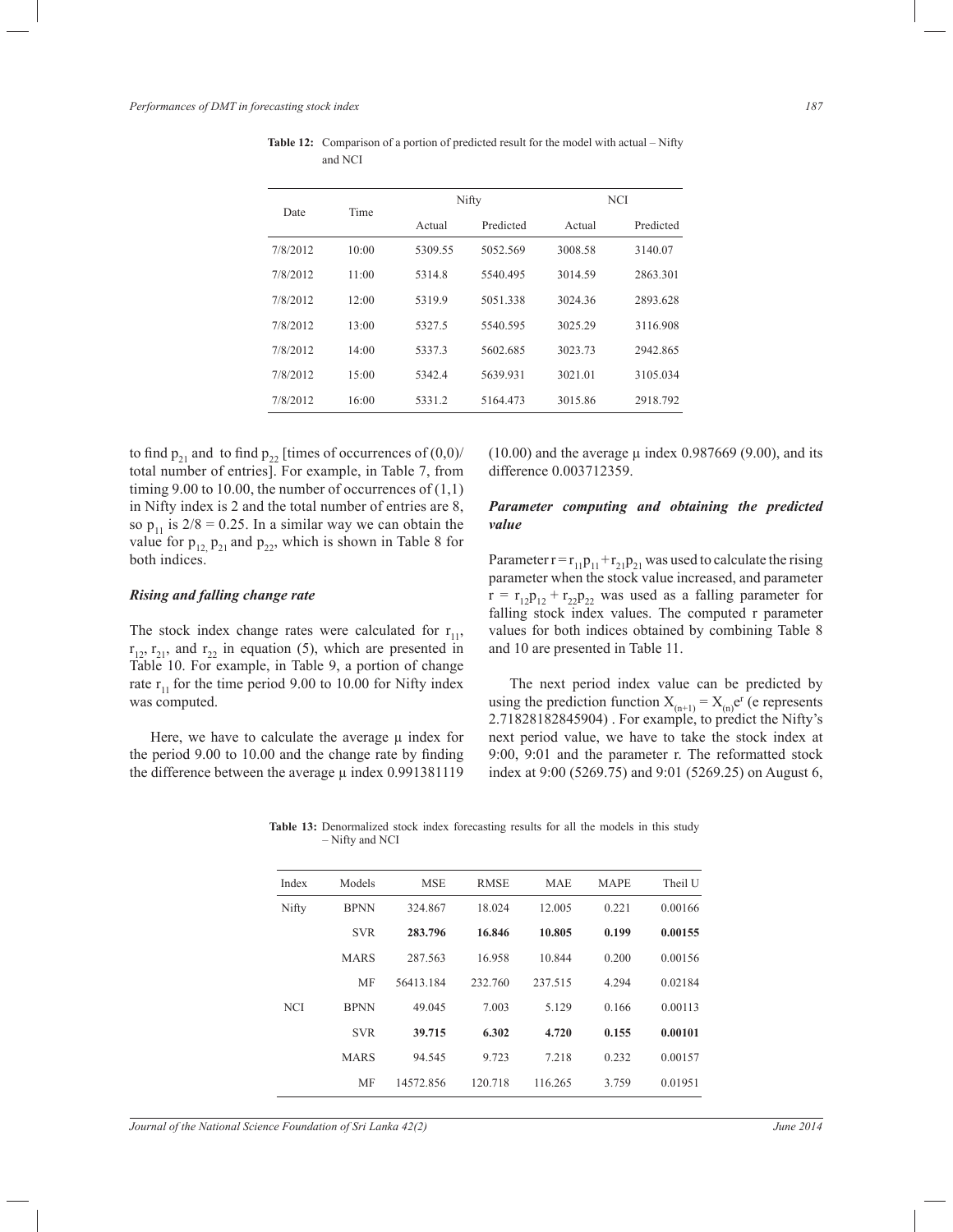**Table 12:** Comparison of a portion of predicted result for the model with actual – Nifty and NCI

| Date | Time | Nifty | | NCI | |
|---|---|---|---|---|---|
| | | Actual | Predicted | Actual | Predicted |
| 7/8/2012 | 10:00 | 5309.55 | 5052.569 | 3008.58 | 3140.07 |
| 7/8/2012 | 11:00 | 5314.8 | 5540.495 | 3014.59 | 2863.301 |
| 7/8/2012 | 12:00 | 5319.9 | 5051.338 | 3024.36 | 2893.628 |
| 7/8/2012 | 13:00 | 5327.5 | 5540.595 | 3025.29 | 3116.908 |
| 7/8/2012 | 14:00 | 5337.3 | 5602.685 | 3023.73 | 2942.865 |
| 7/8/2012 | 15:00 | 5342.4 | 5639.931 | 3021.01 | 3105.034 |
| 7/8/2012 | 16:00 | 5331.2 | 5164.473 | 3015.86 | 2918.792 |

to find $p_{21}$ and to find $p_{22}$ [times of occurrences of (0,0)/ total number of entries]. For example, in Table 7, from timing 9.00 to 10.00, the number of occurrences of (1,1) in Nifty index is 2 and the total number of entries are 8, so $p_{11}$ is $2/8 = 0.25$. In a similar way we can obtain the value for $p_{12}$, $p_{21}$ and $p_{22}$, which is shown in Table 8 for both indices.

### *Rising and falling change rate*

The stock index change rates were calculated for $r_{11}$, $r_{12}$, $r_{21}$, and $r_{22}$ in equation (5), which are presented in Table 10. For example, in Table 9, a portion of change rate $r_{11}$ for the time period 9.00 to 10.00 for Nifty index was computed.

Here, we have to calculate the average μ index for the period 9.00 to 10.00 and the change rate by finding the difference between the average μ index 0.991381119 (10.00) and the average μ index 0.987669 (9.00), and its difference 0.003712359.

### *Parameter computing and obtaining the predicted value*

Parameter $r = r_{11}p_{11} + r_{21}p_{21}$ was used to calculate the rising parameter when the stock value increased, and parameter $r = r_{12}p_{12} + r_{22}p_{22}$ was used as a falling parameter for falling stock index values. The computed r parameter values for both indices obtained by combining Table 8 and 10 are presented in Table 11.

The next period index value can be predicted by using the prediction function $X_{(n+1)} = X_{(n)}e^{r}$ (e represents 2.71828182845904) . For example, to predict the Nifty's next period value, we have to take the stock index at 9:00, 9:01 and the parameter r. The reformatted stock index at 9:00 (5269.75) and 9:01 (5269.25) on August 6,

**Table 13:** Denormalized stock index forecasting results for all the models in this study – Nifty and NCI

| Index | Models | MSE | RMSE | MAE | MAPE | Theil U |
|---|---|---|---|---|---|---|
| Nifty | BPNN | 324.867 | 18.024 | 12.005 | 0.221 | 0.00166 |
| | SVR | **283.796** | **16.846** | **10.805** | **0.199** | **0.00155** |
| | MARS | 287.563 | 16.958 | 10.844 | 0.200 | 0.00156 |
| | MF | 56413.184 | 232.760 | 237.515 | 4.294 | 0.02184 |
| NCI | BPNN | 49.045 | 7.003 | 5.129 | 0.166 | 0.00113 |
| | SVR | **39.715** | **6.302** | **4.720** | **0.155** | **0.00101** |
| | MARS | 94.545 | 9.723 | 7.218 | 0.232 | 0.00157 |
| | MF | 14572.856 | 120.718 | 116.265 | 3.759 | 0.01951 |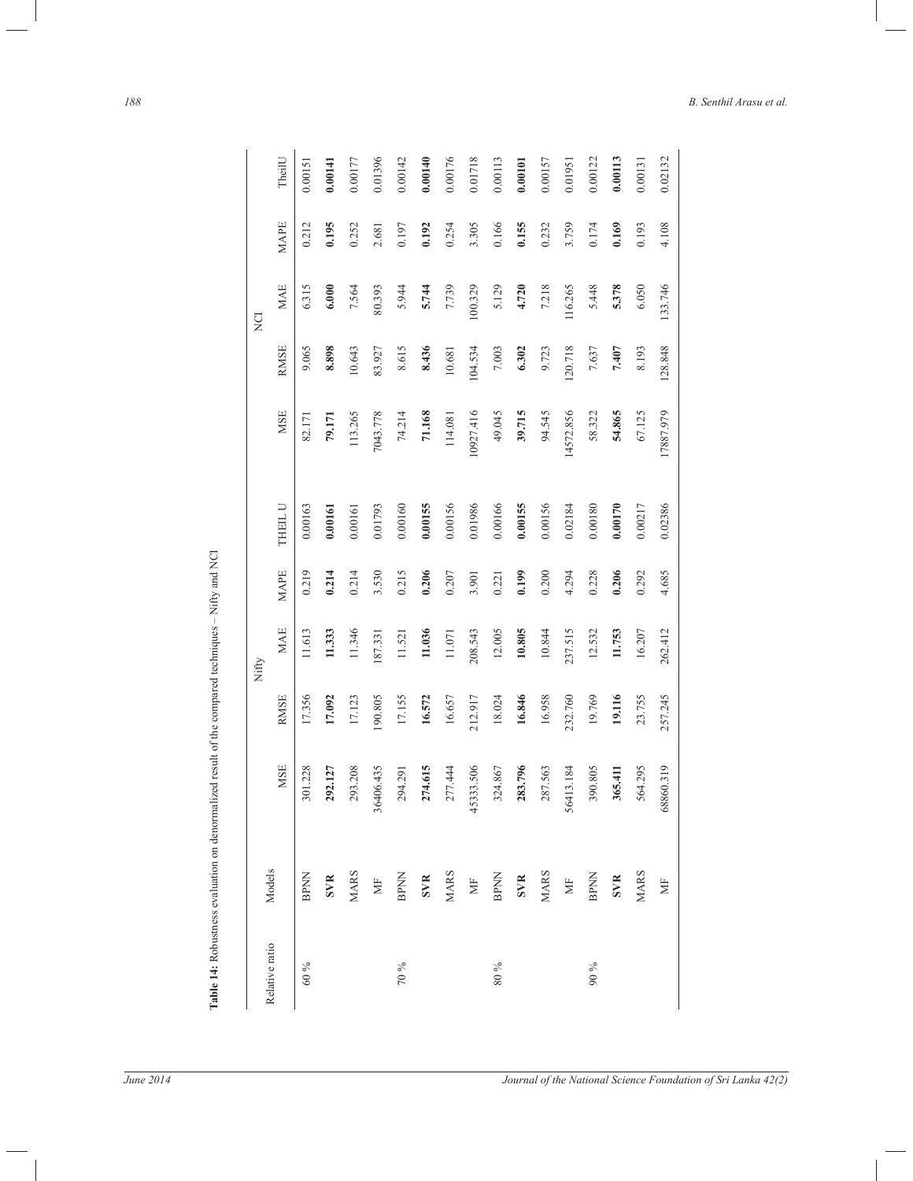**Table 14:** Robustness evaluation on denormalized result of the compared techniques – Nifty and NCI

| Relative ratio | Models | Nifty | | | | | NCI | | | | |
|---|---|---|---|---|---|---|---|---|---|---|---|
| | | MSE | RMSE | MAE | MAPE | THEIL U | MSE | RMSE | MAE | MAPE | TheilU |
| 60 % | BPNN | 301.228 | 17.356 | 11.613 | 0.219 | 0.00163 | 82.171 | 9.065 | 6.315 | 0.212 | 0.00151 |
| | **SVR** | **292.127** | **17.092** | **11.333** | **0.214** | **0.00161** | **79.171** | **8.898** | **6.000** | **0.195** | **0.00141** |
| | MARS | 293.208 | 17.123 | 11.346 | 0.214 | 0.00161 | 113.265 | 10.643 | 7.564 | 0.252 | 0.00177 |
| | MF | 36406.435 | 190.805 | 187.331 | 3.530 | 0.01793 | 7043.778 | 83.927 | 80.393 | 2.681 | 0.01396 |
| 70 % | BPNN | 294.291 | 17.155 | 11.521 | 0.215 | 0.00160 | 74.214 | 8.615 | 5.944 | 0.197 | 0.00142 |
| | **SVR** | **274.615** | **16.572** | **11.036** | **0.206** | **0.00155** | **71.168** | **8.436** | **5.744** | **0.192** | **0.00140** |
| | MARS | 277.444 | 16.657 | 11.071 | 0.207 | 0.00156 | 114.081 | 10.681 | 7.739 | 0.254 | 0.00176 |
| | MF | 45333.506 | 212.917 | 208.543 | 3.901 | 0.01986 | 10927.416 | 104.534 | 100.329 | 3.305 | 0.01718 |
| 80 % | BPNN | 324.867 | 18.024 | 12.005 | 0.221 | 0.00166 | 49.045 | 7.003 | 5.129 | 0.166 | 0.00113 |
| | **SVR** | **283.796** | **16.846** | **10.805** | **0.199** | **0.00155** | **39.715** | **6.302** | **4.720** | **0.155** | **0.00101** |
| | MARS | 287.563 | 16.958 | 10.844 | 0.200 | 0.00156 | 94.545 | 9.723 | 7.218 | 0.232 | 0.00157 |
| | MF | 56413.184 | 232.760 | 237.515 | 4.294 | 0.02184 | 14572.856 | 120.718 | 116.265 | 3.759 | 0.01951 |
| 90 % | BPNN | 390.805 | 19.769 | 12.532 | 0.228 | 0.00180 | 58.322 | 7.637 | 5.448 | 0.174 | 0.00122 |
| | **SVR** | **365.411** | **19.116** | **11.753** | **0.206** | **0.00170** | **54.865** | **7.407** | **5.378** | **0.169** | **0.00113** |
| | MARS | 564.295 | 23.755 | 16.207 | 0.292 | 0.00217 | 67.125 | 8.193 | 6.050 | 0.193 | 0.00131 |
| | MF | 68860.319 | 257.245 | 262.412 | 4.685 | 0.02386 | 17887.979 | 128.848 | 133.746 | 4.108 | 0.02132 |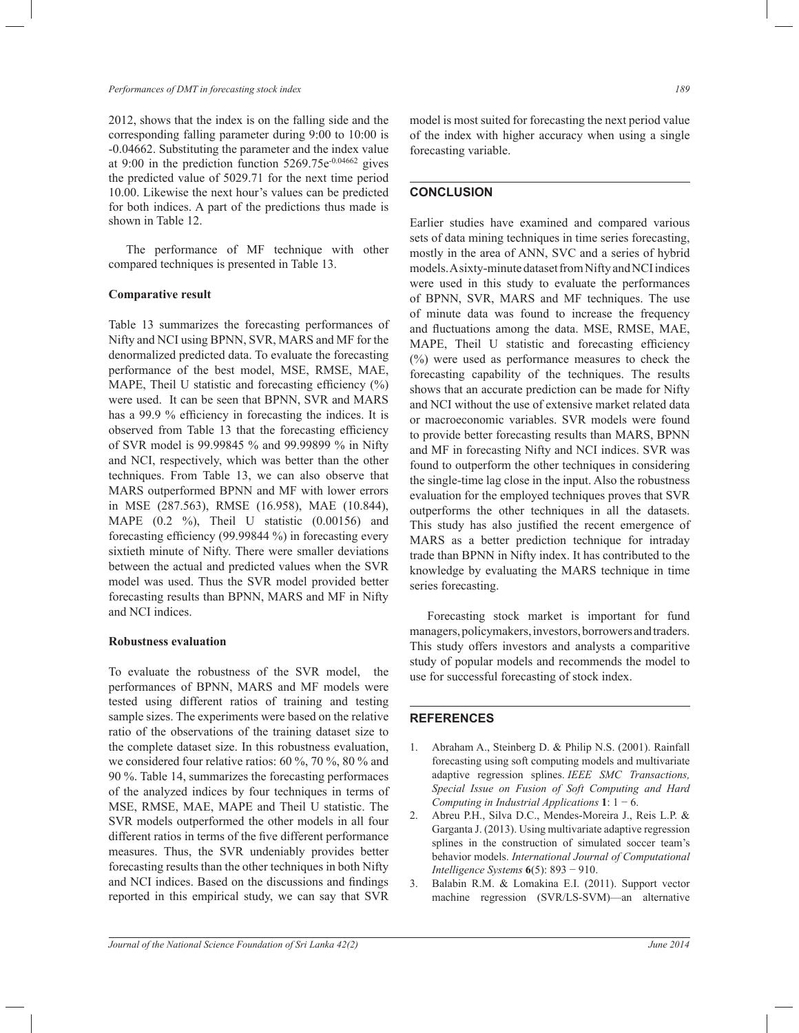2012, shows that the index is on the falling side and the corresponding falling parameter during 9:00 to 10:00 is -0.04662. Substituting the parameter and the index value at 9:00 in the prediction function $5269.75e^{-0.04662}$ gives the predicted value of 5029.71 for the next time period 10.00. Likewise the next hour's values can be predicted for both indices. A part of the predictions thus made is shown in Table 12.

The performance of MF technique with other compared techniques is presented in Table 13.

### Comparative result

Table 13 summarizes the forecasting performances of Nifty and NCI using BPNN, SVR, MARS and MF for the denormalized predicted data. To evaluate the forecasting performance of the best model, MSE, RMSE, MAE, MAPE, Theil U statistic and forecasting efficiency (%) were used. It can be seen that BPNN, SVR and MARS has a 99.9 % efficiency in forecasting the indices. It is observed from Table 13 that the forecasting efficiency of SVR model is 99.99845 % and 99.99899 % in Nifty and NCI, respectively, which was better than the other techniques. From Table 13, we can also observe that MARS outperformed BPNN and MF with lower errors in MSE (287.563), RMSE (16.958), MAE (10.844), MAPE (0.2 %), Theil U statistic (0.00156) and forecasting efficiency (99.99844 %) in forecasting every sixtieth minute of Nifty. There were smaller deviations between the actual and predicted values when the SVR model was used. Thus the SVR model provided better forecasting results than BPNN, MARS and MF in Nifty and NCI indices.

### Robustness evaluation

To evaluate the robustness of the SVR model, the performances of BPNN, MARS and MF models were tested using different ratios of training and testing sample sizes. The experiments were based on the relative ratio of the observations of the training dataset size to the complete dataset size. In this robustness evaluation, we considered four relative ratios: 60 %, 70 %, 80 % and 90 %. Table 14, summarizes the forecasting performaces of the analyzed indices by four techniques in terms of MSE, RMSE, MAE, MAPE and Theil U statistic. The SVR models outperformed the other models in all four different ratios in terms of the five different performance measures. Thus, the SVR undeniably provides better forecasting results than the other techniques in both Nifty and NCI indices. Based on the discussions and findings reported in this empirical study, we can say that SVR model is most suited for forecasting the next period value of the index with higher accuracy when using a single forecasting variable.

## CONCLUSION

Earlier studies have examined and compared various sets of data mining techniques in time series forecasting, mostly in the area of ANN, SVC and a series of hybrid models. A sixty-minute dataset from Nifty and NCI indices were used in this study to evaluate the performances of BPNN, SVR, MARS and MF techniques. The use of minute data was found to increase the frequency and fluctuations among the data. MSE, RMSE, MAE, MAPE, Theil U statistic and forecasting efficiency (%) were used as performance measures to check the forecasting capability of the techniques. The results shows that an accurate prediction can be made for Nifty and NCI without the use of extensive market related data or macroeconomic variables. SVR models were found to provide better forecasting results than MARS, BPNN and MF in forecasting Nifty and NCI indices. SVR was found to outperform the other techniques in considering the single-time lag close in the input. Also the robustness evaluation for the employed techniques proves that SVR outperforms the other techniques in all the datasets. This study has also justified the recent emergence of MARS as a better prediction technique for intraday trade than BPNN in Nifty index. It has contributed to the knowledge by evaluating the MARS technique in time series forecasting.

Forecasting stock market is important for fund managers, policymakers, investors, borrowers and traders. This study offers investors and analysts a comparitive study of popular models and recommends the model to use for successful forecasting of stock index.

## REFERENCES

1. Abraham A., Steinberg D. & Philip N.S. (2001). Rainfall forecasting using soft computing models and multivariate adaptive regression splines. *IEEE SMC Transactions, Special Issue on Fusion of Soft Computing and Hard Computing in Industrial Applications* **1**: 1 − 6.
2. Abreu P.H., Silva D.C., Mendes-Moreira J., Reis L.P. & Garganta J. (2013). Using multivariate adaptive regression splines in the construction of simulated soccer team's behavior models. *International Journal of Computational Intelligence Systems* **6**(5): 893 − 910.
3. Balabin R.M. & Lomakina E.I. (2011). Support vector machine regression (SVR/LS-SVM)—an alternative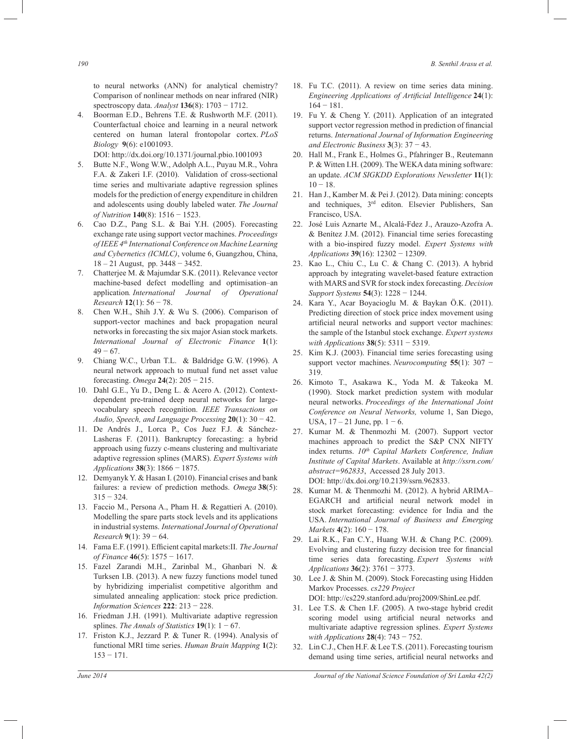to neural networks (ANN) for analytical chemistry? Comparison of nonlinear methods on near infrared (NIR) spectroscopy data. *Analyst* **136**(8): 1703 − 1712.

4. Boorman E.D., Behrens T.E. & Rushworth M.F. (2011). Counterfactual choice and learning in a neural network centered on human lateral frontopolar cortex. *PLoS Biology* **9**(6): e1001093.
DOI: http://dx.doi.org/10.1371/journal.pbio.1001093
5. Butte N.F., Wong W.W., Adolph A.L., Puyau M.R., Vohra F.A. & Zakeri I.F. (2010). Validation of cross-sectional time series and multivariate adaptive regression splines models for the prediction of energy expenditure in children and adolescents using doubly labeled water. *The Journal of Nutrition* **140**(8): 1516 − 1523.
6. Cao D.Z., Pang S.L. & Bai Y.H. (2005). Forecasting exchange rate using support vector machines. *Proceedings of IEEE 4th International Conference on Machine Learning and Cybernetics (ICMLC)*, volume 6, Guangzhou, China, 18 – 21 August, pp. 3448 − 3452.
7. Chatterjee M. & Majumdar S.K. (2011). Relevance vector machine-based defect modelling and optimisation–an application*. International Journal of Operational Research* **12**(1): 56 − 78.
8. Chen W.H., Shih J.Y. & Wu S. (2006). Comparison of support-vector machines and back propagation neural networks in forecasting the six major Asian stock markets. *International Journal of Electronic Finance* **1**(1): 49 − 67.
9. Chiang W.C., Urban T.L. & Baldridge G.W. (1996). A neural network approach to mutual fund net asset value forecasting. *Omega* **24**(2): 205 − 215.
10. Dahl G.E., Yu D., Deng L. & Acero A. (2012). Context-dependent pre-trained deep neural networks for large-vocabulary speech recognition. *IEEE Transactions on Audio, Speech, and Language Processing* **20**(1): 30 − 42.
11. De Andrés J., Lorca P., Cos Juez F.J. & Sánchez-Lasheras F. (2011). Bankruptcy forecasting: a hybrid approach using fuzzy c-means clustering and multivariate adaptive regression splines (MARS). *Expert Systems with Applications* **38**(3): 1866 − 1875.
12. Demyanyk Y. & Hasan I. (2010). Financial crises and bank failures: a review of prediction methods. *Omega* **38**(5): 315 − 324.
13. Faccio M., Persona A., Pham H. & Regattieri A. (2010). Modelling the spare parts stock levels and its applications in industrial systems. *International Journal of Operational Research* **9**(1): 39 − 64.
14. Fama E.F. (1991). Efficient capital markets:II. *The Journal of Finance* **46**(5): 1575 − 1617.
15. Fazel Zarandi M.H., Zarinbal M., Ghanbari N. & Turksen I.B. (2013). A new fuzzy functions model tuned by hybridizing imperialist competitive algorithm and simulated annealing application: stock price prediction. *Information Sciences* **222**: 213 − 228.
16. Friedman J.H. (1991). Multivariate adaptive regression splines. *The Annals of Statistics* **19**(1): 1 − 67.
17. Friston K.J., Jezzard P. & Tuner R. (1994). Analysis of functional MRI time series. *Human Brain Mapping* **1**(2): 153 − 171.
18. Fu T.C. (2011). A review on time series data mining. *Engineering Applications of Artificial Intelligence* **24**(1): 164 − 181.
19. Fu Y. & Cheng Y. (2011). Application of an integrated support vector regression method in prediction of financial returns. *International Journal of Information Engineering and Electronic Business* **3**(3): 37 − 43.
20. Hall M., Frank E., Holmes G., Pfahringer B., Reutemann P. & Witten I.H. (2009). The WEKA data mining software: an update. *ACM SIGKDD Explorations Newsletter* **11**(1): 10 − 18.
21. Han J., Kamber M. & Pei J. (2012). Data mining: concepts and techniques, 3rd editon. Elsevier Publishers, San Francisco, USA.
22. José Luis Aznarte M., Alcalá-Fdez J., Arauzo-Azofra A. & Benítez J.M. (2012). Financial time series forecasting with a bio-inspired fuzzy model. *Expert Systems with Applications* **39**(16): 12302 − 12309.
23. Kao L., Chiu C., Lu C. & Chang C. (2013). A hybrid approach by integrating wavelet-based feature extraction with MARS and SVR for stock index forecasting. *Decision Support Systems* **54**(3): 1228 − 1244.
24. Kara Y., Acar Boyacioglu M. & Baykan Ö.K. (2011). Predicting direction of stock price index movement using artificial neural networks and support vector machines: the sample of the Istanbul stock exchange. *Expert systems with Applications* **38**(5): 5311 − 5319.
25. Kim K.J. (2003). Financial time series forecasting using support vector machines. *Neurocomputing* **55**(1): 307 − 319.
26. Kimoto T., Asakawa K., Yoda M. & Takeoka M. (1990). Stock market prediction system with modular neural networks. *Proceedings of the International Joint Conference on Neural Networks,* volume 1, San Diego, USA, 17 – 21 June, pp. 1 − 6.
27. Kumar M. & Thenmozhi M. (2007). Support vector machines approach to predict the S&P CNX NIFTY index returns. *10th Capital Markets Conference, Indian Institute of Capital Markets*. Available at *http://ssrn.com/abstract=962833*, Accessed 28 July 2013.
DOI: http://dx.doi.org/10.2139/ssrn.962833.
28. Kumar M. & Thenmozhi M. (2012). A hybrid ARIMA–EGARCH and artificial neural network model in stock market forecasting: evidence for India and the USA. *International Journal of Business and Emerging Markets* **4**(2): 160 − 178.
29. Lai R.K., Fan C.Y., Huang W.H. & Chang P.C. (2009). Evolving and clustering fuzzy decision tree for financial time series data forecasting. *Expert Systems with Applications* **36**(2): 3761 − 3773.
30. Lee J. & Shin M. (2009). Stock Forecasting using Hidden Markov Processes. *cs229 Project*
DOI: http://cs229.stanford.adu/proj2009/ShinLee.pdf.
31. Lee T.S. & Chen I.F. (2005). A two-stage hybrid credit scoring model using artificial neural networks and multivariate adaptive regression splines. *Expert Systems with Applications* **28**(4): 743 − 752.
32. Lin C.J., Chen H.F. & Lee T.S. (2011). Forecasting tourism demand using time series, artificial neural networks and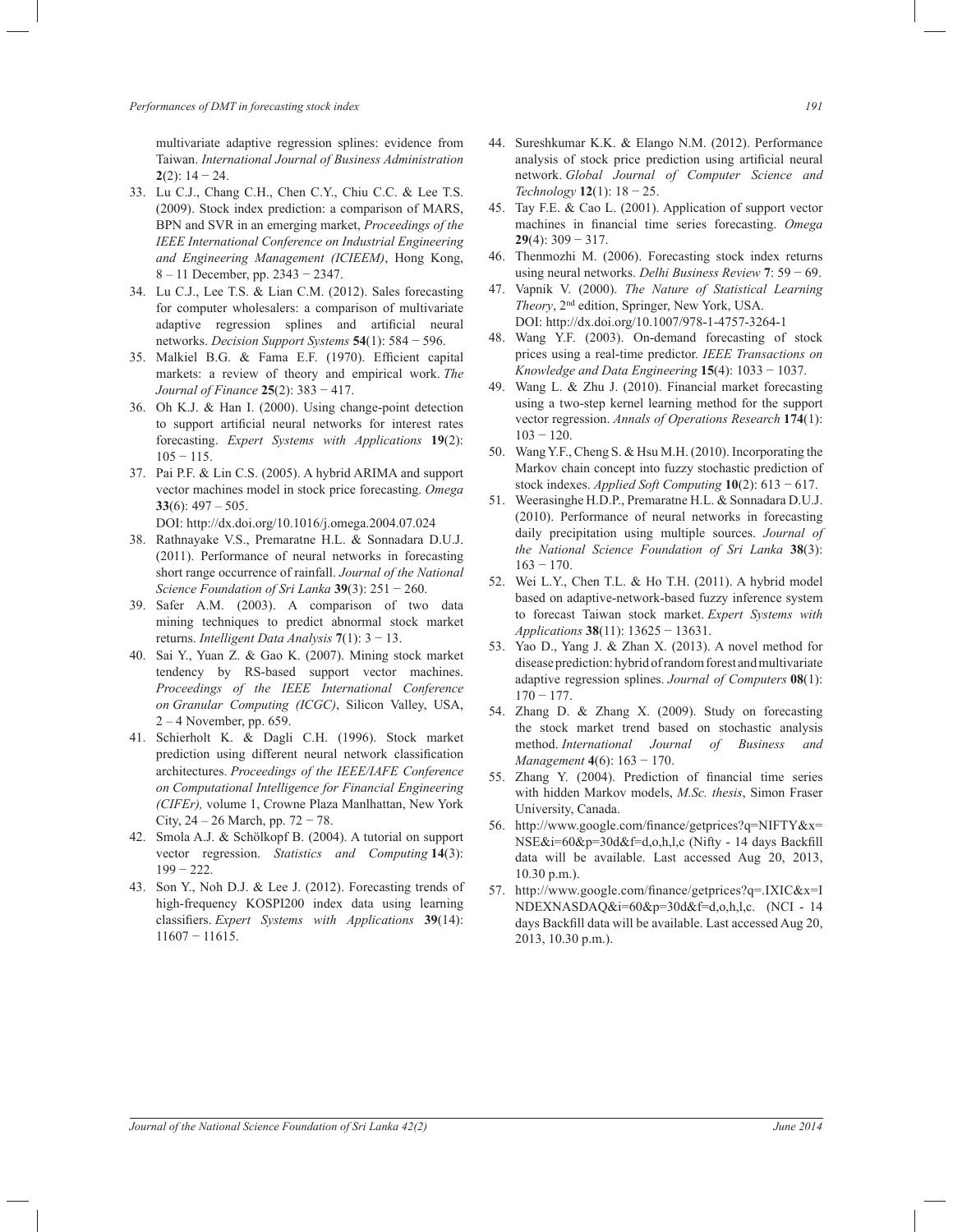multivariate adaptive regression splines: evidence from Taiwan. *International Journal of Business Administration* **2**(2): 14 − 24.

33. Lu C.J., Chang C.H., Chen C.Y., Chiu C.C. & Lee T.S. (2009). Stock index prediction: a comparison of MARS, BPN and SVR in an emerging market, *Proceedings of the IEEE International Conference on Industrial Engineering and Engineering Management (ICIEEM)*, Hong Kong, 8 – 11 December, pp. 2343 − 2347.
34. Lu C.J., Lee T.S. & Lian C.M. (2012). Sales forecasting for computer wholesalers: a comparison of multivariate adaptive regression splines and artificial neural networks. *Decision Support Systems* **54**(1): 584 − 596.
35. Malkiel B.G. & Fama E.F. (1970). Efficient capital markets: a review of theory and empirical work. *The Journal of Finance* **25**(2): 383 − 417.
36. Oh K.J. & Han I. (2000). Using change-point detection to support artificial neural networks for interest rates forecasting. *Expert Systems with Applications* **19**(2): 105 − 115.
37. Pai P.F. & Lin C.S. (2005). A hybrid ARIMA and support vector machines model in stock price forecasting. *Omega* **33**(6): 497 – 505.
DOI: http://dx.doi.org/10.1016/j.omega.2004.07.024
38. Rathnayake V.S., Premaratne H.L. & Sonnadara D.U.J. (2011). Performance of neural networks in forecasting short range occurrence of rainfall. *Journal of the National Science Foundation of Sri Lanka* **39**(3): 251 − 260.
39. Safer A.M. (2003). A comparison of two data mining techniques to predict abnormal stock market returns. *Intelligent Data Analysis* **7**(1): 3 − 13.
40. Sai Y., Yuan Z. & Gao K. (2007). Mining stock market tendency by RS-based support vector machines. *Proceedings of the IEEE International Conference on Granular Computing (ICGC)*, Silicon Valley, USA, 2 – 4 November, pp. 659.
41. Schierholt K. & Dagli C.H. (1996). Stock market prediction using different neural network classification architectures. *Proceedings of the IEEE/IAFE Conference on Computational Intelligence for Financial Engineering (CIFEr),* volume 1, Crowne Plaza Manlhattan, New York City, 24 – 26 March, pp. 72 − 78.
42. Smola A.J. & Schölkopf B. (2004). A tutorial on support vector regression. *Statistics and Computing* **14**(3): 199 − 222.
43. Son Y., Noh D.J. & Lee J. (2012). Forecasting trends of high-frequency KOSPI200 index data using learning classifiers. *Expert Systems with Applications* **39**(14): 11607 − 11615.
44. Sureshkumar K.K. & Elango N.M. (2012). Performance analysis of stock price prediction using artificial neural network. *Global Journal of Computer Science and Technology* **12**(1): 18 − 25.
45. Tay F.E. & Cao L. (2001). Application of support vector machines in financial time series forecasting. *Omega* **29**(4): 309 − 317.
46. Thenmozhi M. (2006). Forecasting stock index returns using neural networks. *Delhi Business Review* **7**: 59 − 69.
47. Vapnik V. (2000). *The Nature of Statistical Learning Theory*, 2nd edition, Springer, New York, USA.
DOI: http://dx.doi.org/10.1007/978-1-4757-3264-1
48. Wang Y.F. (2003). On-demand forecasting of stock prices using a real-time predictor. *IEEE Transactions on Knowledge and Data Engineering* **15**(4): 1033 − 1037.
49. Wang L. & Zhu J. (2010). Financial market forecasting using a two-step kernel learning method for the support vector regression. *Annals of Operations Research* **174**(1): 103 − 120.
50. Wang Y.F., Cheng S. & Hsu M.H. (2010). Incorporating the Markov chain concept into fuzzy stochastic prediction of stock indexes. *Applied Soft Computing* **10**(2): 613 − 617.
51. Weerasinghe H.D.P., Premaratne H.L. & Sonnadara D.U.J. (2010). Performance of neural networks in forecasting daily precipitation using multiple sources. *Journal of the National Science Foundation of Sri Lanka* **38**(3): 163 − 170.
52. Wei L.Y., Chen T.L. & Ho T.H. (2011). A hybrid model based on adaptive-network-based fuzzy inference system to forecast Taiwan stock market. *Expert Systems with Applications* **38**(11): 13625 − 13631.
53. Yao D., Yang J. & Zhan X. (2013). A novel method for disease prediction: hybrid of random forest and multivariate adaptive regression splines. *Journal of Computers* **08**(1): 170 − 177.
54. Zhang D. & Zhang X. (2009). Study on forecasting the stock market trend based on stochastic analysis method. *International Journal of Business and Management* **4**(6): 163 − 170.
55. Zhang Y. (2004). Prediction of financial time series with hidden Markov models, *M.Sc. thesis*, Simon Fraser University, Canada.
56. http://www.google.com/finance/getprices?q=NIFTY&x=NSE&i=60&p=30d&f=d,o,h,l,c (Nifty - 14 days Backfill data will be available. Last accessed Aug 20, 2013, 10.30 p.m.).
57. http://www.google.com/finance/getprices?q=.IXIC&x=INDEXNASDAQ&i=60&p=30d&f=d,o,h,l,c. (NCI - 14 days Backfill data will be available. Last accessed Aug 20, 2013, 10.30 p.m.).